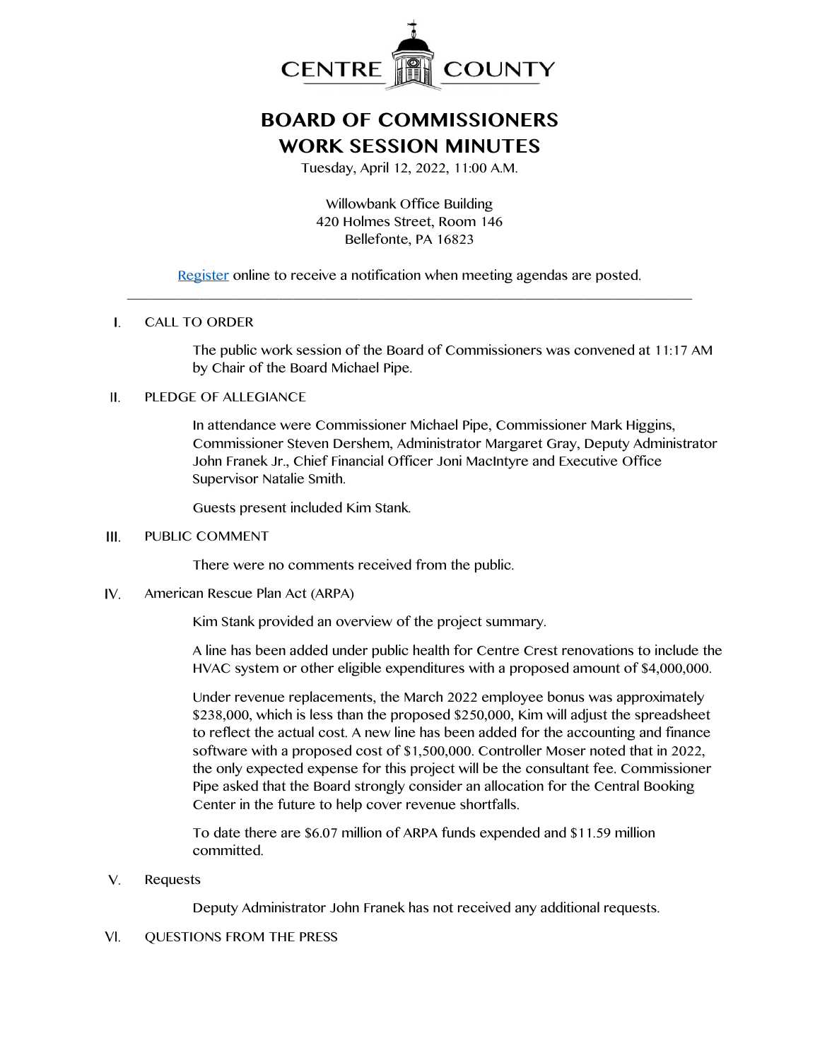CENTRE COUNTY

# BOARD OF COMMISSIONERS
# WORK SESSION MINUTES

Tuesday, April 12, 2022, 11:00 A.M.

Willowbank Office Building
420 Holmes Street, Room 146
Bellefonte, PA 16823

Register online to receive a notification when meeting agendas are posted.

---

I. CALL TO ORDER

The public work session of the Board of Commissioners was convened at 11:17 AM by Chair of the Board Michael Pipe.

II. PLEDGE OF ALLEGIANCE

In attendance were Commissioner Michael Pipe, Commissioner Mark Higgins, Commissioner Steven Dershem, Administrator Margaret Gray, Deputy Administrator John Franek Jr., Chief Financial Officer Joni MacIntyre and Executive Office Supervisor Natalie Smith.

Guests present included Kim Stank.

III. PUBLIC COMMENT

There were no comments received from the public.

IV. American Rescue Plan Act (ARPA)

Kim Stank provided an overview of the project summary.

A line has been added under public health for Centre Crest renovations to include the HVAC system or other eligible expenditures with a proposed amount of $4,000,000.

Under revenue replacements, the March 2022 employee bonus was approximately $238,000, which is less than the proposed $250,000, Kim will adjust the spreadsheet to reflect the actual cost. A new line has been added for the accounting and finance software with a proposed cost of $1,500,000. Controller Moser noted that in 2022, the only expected expense for this project will be the consultant fee. Commissioner Pipe asked that the Board strongly consider an allocation for the Central Booking Center in the future to help cover revenue shortfalls.

To date there are $6.07 million of ARPA funds expended and $11.59 million committed.

V. Requests

Deputy Administrator John Franek has not received any additional requests.

VI. QUESTIONS FROM THE PRESS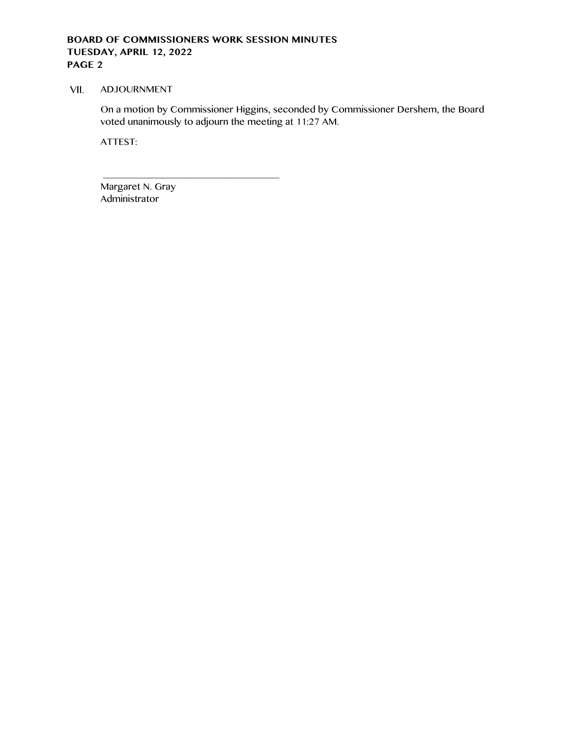VII. ADJOURNMENT

On a motion by Commissioner Higgins, seconded by Commissioner Dershem, the Board voted unanimously to adjourn the meeting at 11:27 AM.

ATTEST:

\_\_\_\_\_\_\_\_\_\_\_\_\_\_\_\_\_\_\_\_\_\_\_\_\_\_\_\_\_\_\_\_\_\_\_

Margaret N. Gray
Administrator